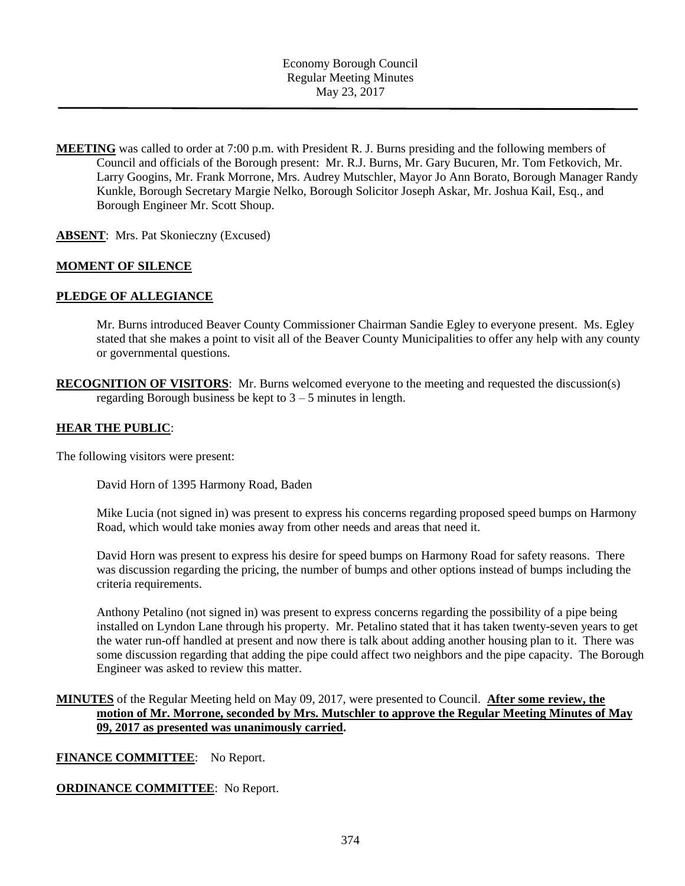Economy Borough Council
Regular Meeting Minutes
May 23, 2017

---

**MEETING** was called to order at 7:00 p.m. with President R. J. Burns presiding and the following members of Council and officials of the Borough present: Mr. R.J. Burns, Mr. Gary Bucuren, Mr. Tom Fetkovich, Mr. Larry Googins, Mr. Frank Morrone, Mrs. Audrey Mutschler, Mayor Jo Ann Borato, Borough Manager Randy Kunkle, Borough Secretary Margie Nelko, Borough Solicitor Joseph Askar, Mr. Joshua Kail, Esq., and Borough Engineer Mr. Scott Shoup.

**ABSENT**: Mrs. Pat Skonieczny (Excused)

**MOMENT OF SILENCE**

**PLEDGE OF ALLEGIANCE**

Mr. Burns introduced Beaver County Commissioner Chairman Sandie Egley to everyone present. Ms. Egley stated that she makes a point to visit all of the Beaver County Municipalities to offer any help with any county or governmental questions.

**RECOGNITION OF VISITORS**: Mr. Burns welcomed everyone to the meeting and requested the discussion(s) regarding Borough business be kept to 3 – 5 minutes in length.

**HEAR THE PUBLIC**:

The following visitors were present:

David Horn of 1395 Harmony Road, Baden

Mike Lucia (not signed in) was present to express his concerns regarding proposed speed bumps on Harmony Road, which would take monies away from other needs and areas that need it.

David Horn was present to express his desire for speed bumps on Harmony Road for safety reasons. There was discussion regarding the pricing, the number of bumps and other options instead of bumps including the criteria requirements.

Anthony Petalino (not signed in) was present to express concerns regarding the possibility of a pipe being installed on Lyndon Lane through his property. Mr. Petalino stated that it has taken twenty-seven years to get the water run-off handled at present and now there is talk about adding another housing plan to it. There was some discussion regarding that adding the pipe could affect two neighbors and the pipe capacity. The Borough Engineer was asked to review this matter.

**MINUTES** of the Regular Meeting held on May 09, 2017, were presented to Council. **After some review, the motion of Mr. Morrone, seconded by Mrs. Mutschler to approve the Regular Meeting Minutes of May 09, 2017 as presented was unanimously carried.**

**FINANCE COMMITTEE**: No Report.

**ORDINANCE COMMITTEE**: No Report.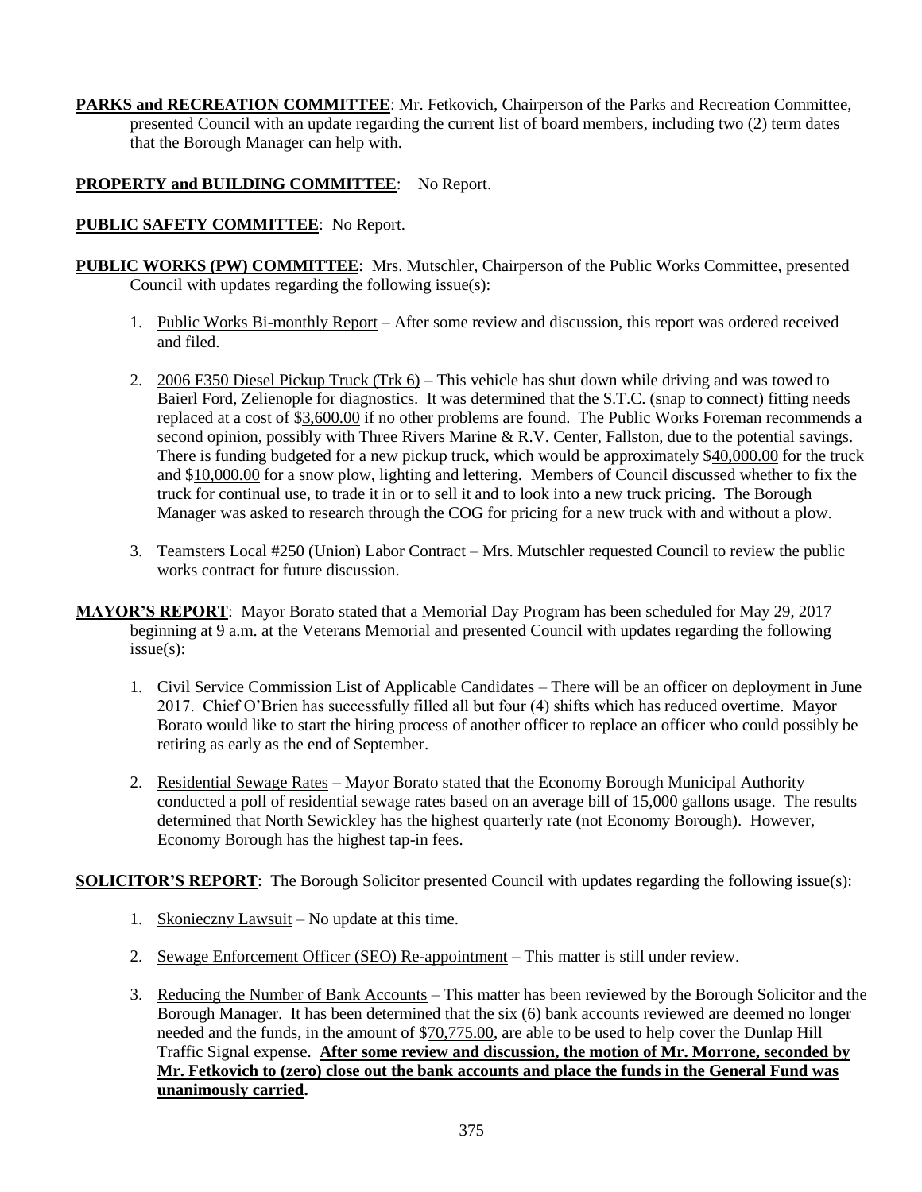**PARKS and RECREATION COMMITTEE**: Mr. Fetkovich, Chairperson of the Parks and Recreation Committee, presented Council with an update regarding the current list of board members, including two (2) term dates that the Borough Manager can help with.

**PROPERTY and BUILDING COMMITTEE**: No Report.

**PUBLIC SAFETY COMMITTEE**: No Report.

**PUBLIC WORKS (PW) COMMITTEE**: Mrs. Mutschler, Chairperson of the Public Works Committee, presented Council with updates regarding the following issue(s):

1. Public Works Bi-monthly Report – After some review and discussion, this report was ordered received and filed.

2. 2006 F350 Diesel Pickup Truck (Trk 6) – This vehicle has shut down while driving and was towed to Baierl Ford, Zelienople for diagnostics. It was determined that the S.T.C. (snap to connect) fitting needs replaced at a cost of $3,600.00 if no other problems are found. The Public Works Foreman recommends a second opinion, possibly with Three Rivers Marine & R.V. Center, Fallston, due to the potential savings. There is funding budgeted for a new pickup truck, which would be approximately $40,000.00 for the truck and $10,000.00 for a snow plow, lighting and lettering. Members of Council discussed whether to fix the truck for continual use, to trade it in or to sell it and to look into a new truck pricing. The Borough Manager was asked to research through the COG for pricing for a new truck with and without a plow.

3. Teamsters Local #250 (Union) Labor Contract – Mrs. Mutschler requested Council to review the public works contract for future discussion.

**MAYOR'S REPORT**: Mayor Borato stated that a Memorial Day Program has been scheduled for May 29, 2017 beginning at 9 a.m. at the Veterans Memorial and presented Council with updates regarding the following issue(s):

1. Civil Service Commission List of Applicable Candidates – There will be an officer on deployment in June 2017. Chief O'Brien has successfully filled all but four (4) shifts which has reduced overtime. Mayor Borato would like to start the hiring process of another officer to replace an officer who could possibly be retiring as early as the end of September.

2. Residential Sewage Rates – Mayor Borato stated that the Economy Borough Municipal Authority conducted a poll of residential sewage rates based on an average bill of 15,000 gallons usage. The results determined that North Sewickley has the highest quarterly rate (not Economy Borough). However, Economy Borough has the highest tap-in fees.

**SOLICITOR'S REPORT**: The Borough Solicitor presented Council with updates regarding the following issue(s):

1. Skonieczny Lawsuit – No update at this time.

2. Sewage Enforcement Officer (SEO) Re-appointment – This matter is still under review.

3. Reducing the Number of Bank Accounts – This matter has been reviewed by the Borough Solicitor and the Borough Manager. It has been determined that the six (6) bank accounts reviewed are deemed no longer needed and the funds, in the amount of $70,775.00, are able to be used to help cover the Dunlap Hill Traffic Signal expense. **After some review and discussion, the motion of Mr. Morrone, seconded by Mr. Fetkovich to (zero) close out the bank accounts and place the funds in the General Fund was unanimously carried.**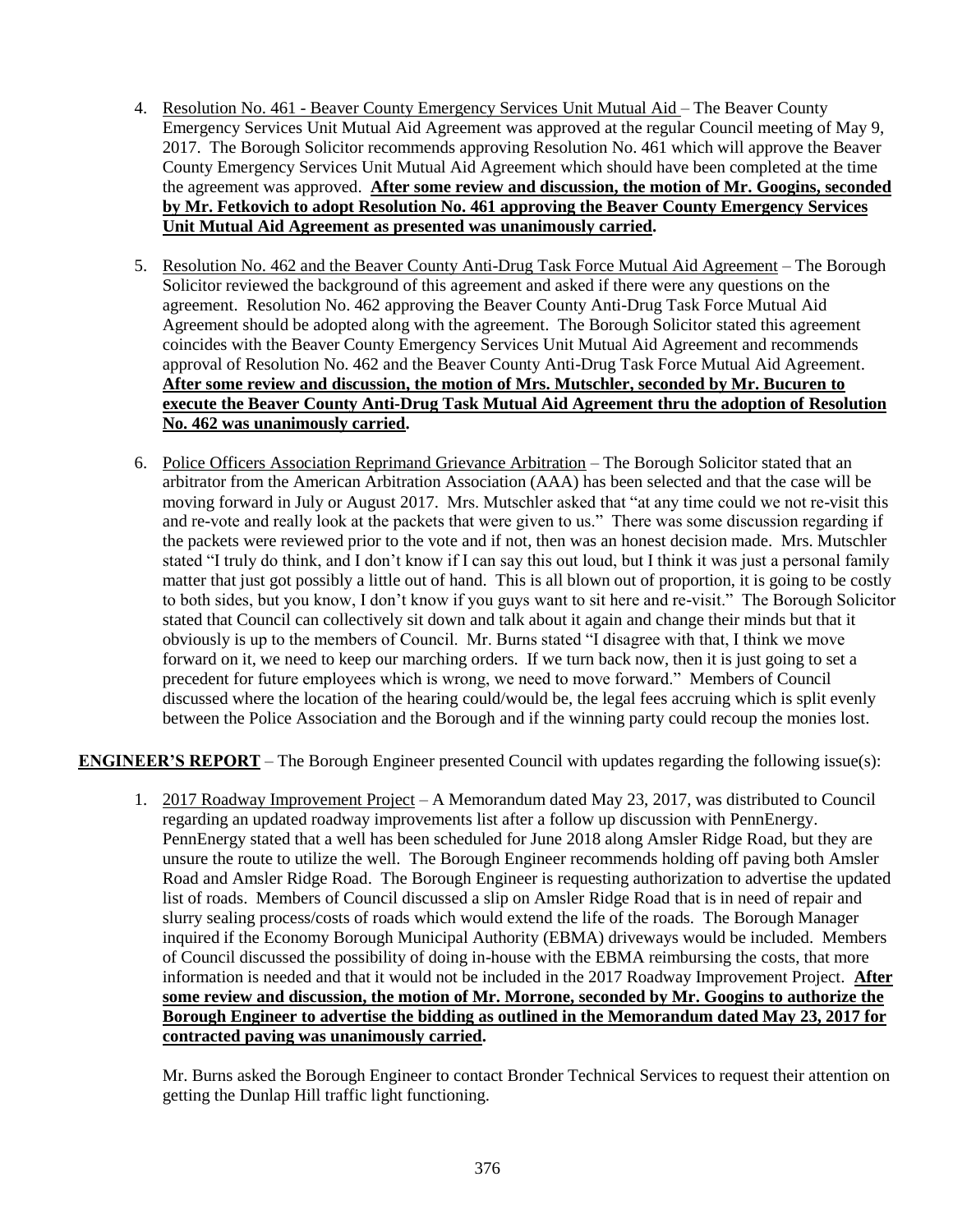4. Resolution No. 461 - Beaver County Emergency Services Unit Mutual Aid – The Beaver County Emergency Services Unit Mutual Aid Agreement was approved at the regular Council meeting of May 9, 2017. The Borough Solicitor recommends approving Resolution No. 461 which will approve the Beaver County Emergency Services Unit Mutual Aid Agreement which should have been completed at the time the agreement was approved. **After some review and discussion, the motion of Mr. Googins, seconded by Mr. Fetkovich to adopt Resolution No. 461 approving the Beaver County Emergency Services Unit Mutual Aid Agreement as presented was unanimously carried.**

5. Resolution No. 462 and the Beaver County Anti-Drug Task Force Mutual Aid Agreement – The Borough Solicitor reviewed the background of this agreement and asked if there were any questions on the agreement. Resolution No. 462 approving the Beaver County Anti-Drug Task Force Mutual Aid Agreement should be adopted along with the agreement. The Borough Solicitor stated this agreement coincides with the Beaver County Emergency Services Unit Mutual Aid Agreement and recommends approval of Resolution No. 462 and the Beaver County Anti-Drug Task Force Mutual Aid Agreement. **After some review and discussion, the motion of Mrs. Mutschler, seconded by Mr. Bucuren to execute the Beaver County Anti-Drug Task Mutual Aid Agreement thru the adoption of Resolution No. 462 was unanimously carried.**

6. Police Officers Association Reprimand Grievance Arbitration – The Borough Solicitor stated that an arbitrator from the American Arbitration Association (AAA) has been selected and that the case will be moving forward in July or August 2017. Mrs. Mutschler asked that "at any time could we not re-visit this and re-vote and really look at the packets that were given to us." There was some discussion regarding if the packets were reviewed prior to the vote and if not, then was an honest decision made. Mrs. Mutschler stated "I truly do think, and I don't know if I can say this out loud, but I think it was just a personal family matter that just got possibly a little out of hand. This is all blown out of proportion, it is going to be costly to both sides, but you know, I don't know if you guys want to sit here and re-visit." The Borough Solicitor stated that Council can collectively sit down and talk about it again and change their minds but that it obviously is up to the members of Council. Mr. Burns stated "I disagree with that, I think we move forward on it, we need to keep our marching orders. If we turn back now, then it is just going to set a precedent for future employees which is wrong, we need to move forward." Members of Council discussed where the location of the hearing could/would be, the legal fees accruing which is split evenly between the Police Association and the Borough and if the winning party could recoup the monies lost.

**ENGINEER'S REPORT** – The Borough Engineer presented Council with updates regarding the following issue(s):

1. 2017 Roadway Improvement Project – A Memorandum dated May 23, 2017, was distributed to Council regarding an updated roadway improvements list after a follow up discussion with PennEnergy. PennEnergy stated that a well has been scheduled for June 2018 along Amsler Ridge Road, but they are unsure the route to utilize the well. The Borough Engineer recommends holding off paving both Amsler Road and Amsler Ridge Road. The Borough Engineer is requesting authorization to advertise the updated list of roads. Members of Council discussed a slip on Amsler Ridge Road that is in need of repair and slurry sealing process/costs of roads which would extend the life of the roads. The Borough Manager inquired if the Economy Borough Municipal Authority (EBMA) driveways would be included. Members of Council discussed the possibility of doing in-house with the EBMA reimbursing the costs, that more information is needed and that it would not be included in the 2017 Roadway Improvement Project. **After some review and discussion, the motion of Mr. Morrone, seconded by Mr. Googins to authorize the Borough Engineer to advertise the bidding as outlined in the Memorandum dated May 23, 2017 for contracted paving was unanimously carried.**

   Mr. Burns asked the Borough Engineer to contact Bronder Technical Services to request their attention on getting the Dunlap Hill traffic light functioning.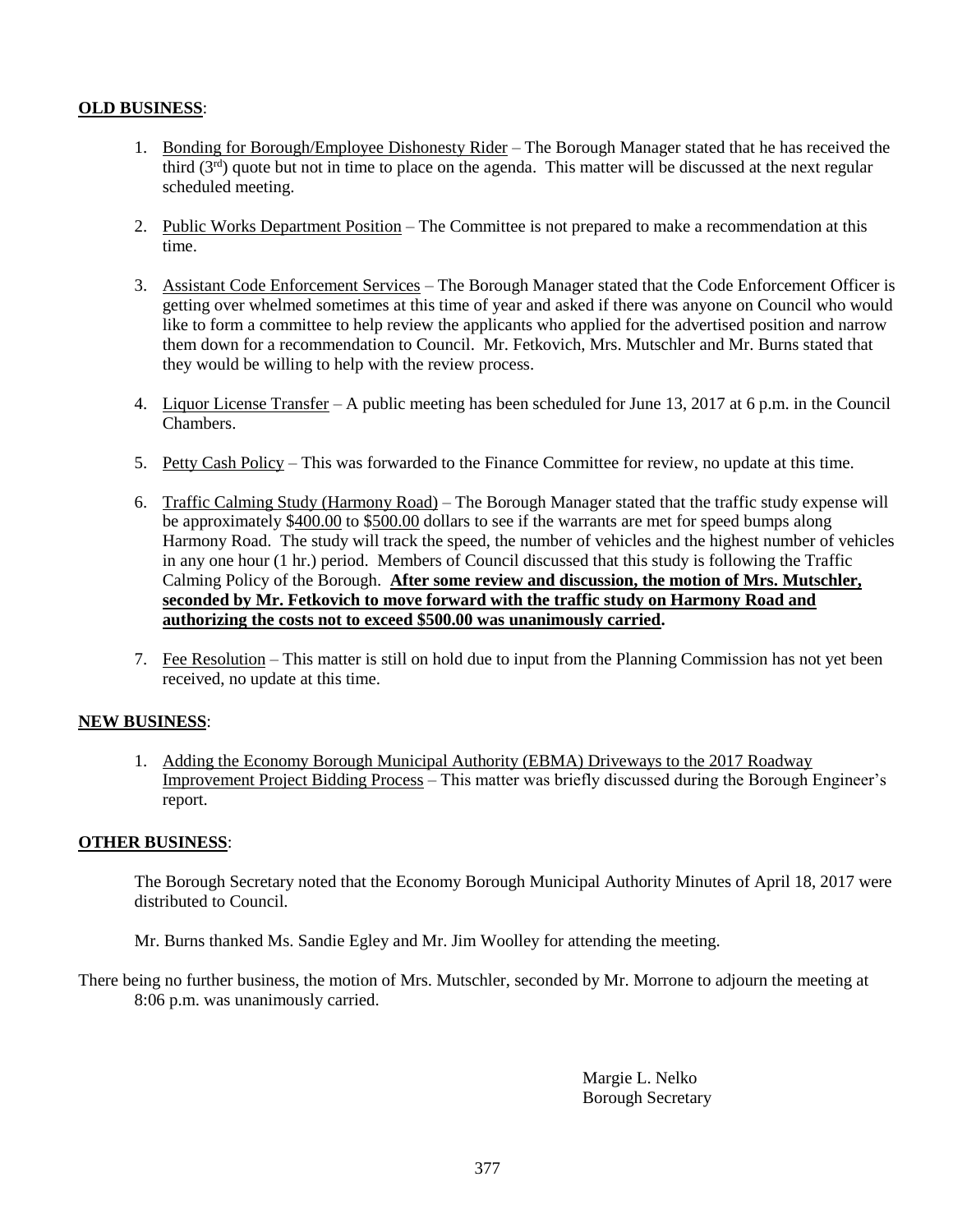**OLD BUSINESS**:

1. Bonding for Borough/Employee Dishonesty Rider – The Borough Manager stated that he has received the third (3rd) quote but not in time to place on the agenda. This matter will be discussed at the next regular scheduled meeting.

2. Public Works Department Position – The Committee is not prepared to make a recommendation at this time.

3. Assistant Code Enforcement Services – The Borough Manager stated that the Code Enforcement Officer is getting over whelmed sometimes at this time of year and asked if there was anyone on Council who would like to form a committee to help review the applicants who applied for the advertised position and narrow them down for a recommendation to Council. Mr. Fetkovich, Mrs. Mutschler and Mr. Burns stated that they would be willing to help with the review process.

4. Liquor License Transfer – A public meeting has been scheduled for June 13, 2017 at 6 p.m. in the Council Chambers.

5. Petty Cash Policy – This was forwarded to the Finance Committee for review, no update at this time.

6. Traffic Calming Study (Harmony Road) – The Borough Manager stated that the traffic study expense will be approximately $400.00 to $500.00 dollars to see if the warrants are met for speed bumps along Harmony Road. The study will track the speed, the number of vehicles and the highest number of vehicles in any one hour (1 hr.) period. Members of Council discussed that this study is following the Traffic Calming Policy of the Borough. **After some review and discussion, the motion of Mrs. Mutschler, seconded by Mr. Fetkovich to move forward with the traffic study on Harmony Road and authorizing the costs not to exceed $500.00 was unanimously carried.**

7. Fee Resolution – This matter is still on hold due to input from the Planning Commission has not yet been received, no update at this time.

**NEW BUSINESS**:

1. Adding the Economy Borough Municipal Authority (EBMA) Driveways to the 2017 Roadway Improvement Project Bidding Process – This matter was briefly discussed during the Borough Engineer's report.

**OTHER BUSINESS**:

The Borough Secretary noted that the Economy Borough Municipal Authority Minutes of April 18, 2017 were distributed to Council.

Mr. Burns thanked Ms. Sandie Egley and Mr. Jim Woolley for attending the meeting.

There being no further business, the motion of Mrs. Mutschler, seconded by Mr. Morrone to adjourn the meeting at 8:06 p.m. was unanimously carried.

Margie L. Nelko
Borough Secretary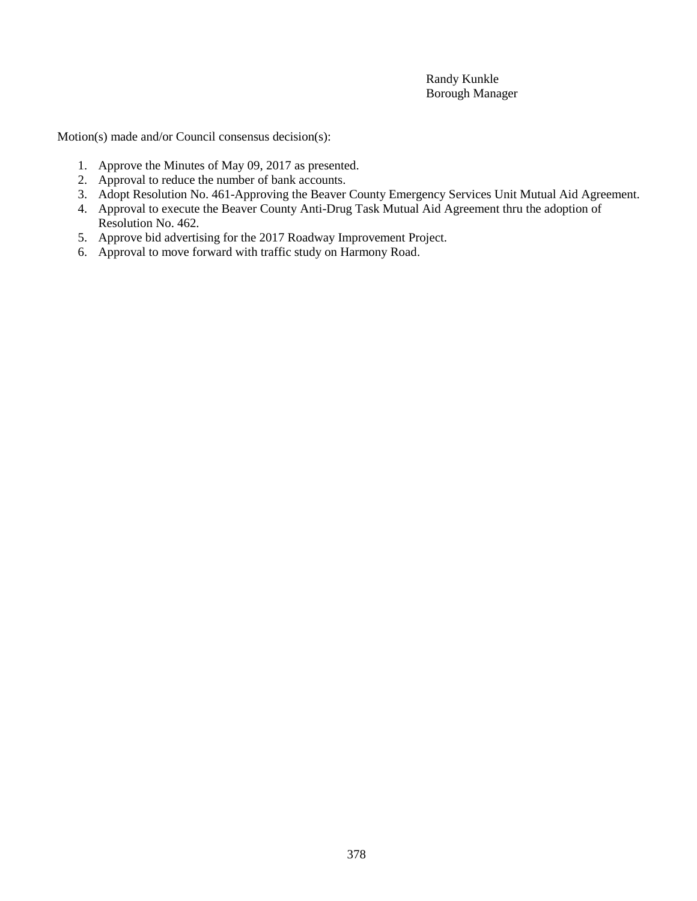Randy Kunkle
Borough Manager

Motion(s) made and/or Council consensus decision(s):

1. Approve the Minutes of May 09, 2017 as presented.
2. Approval to reduce the number of bank accounts.
3. Adopt Resolution No. 461-Approving the Beaver County Emergency Services Unit Mutual Aid Agreement.
4. Approval to execute the Beaver County Anti-Drug Task Mutual Aid Agreement thru the adoption of Resolution No. 462.
5. Approve bid advertising for the 2017 Roadway Improvement Project.
6. Approval to move forward with traffic study on Harmony Road.